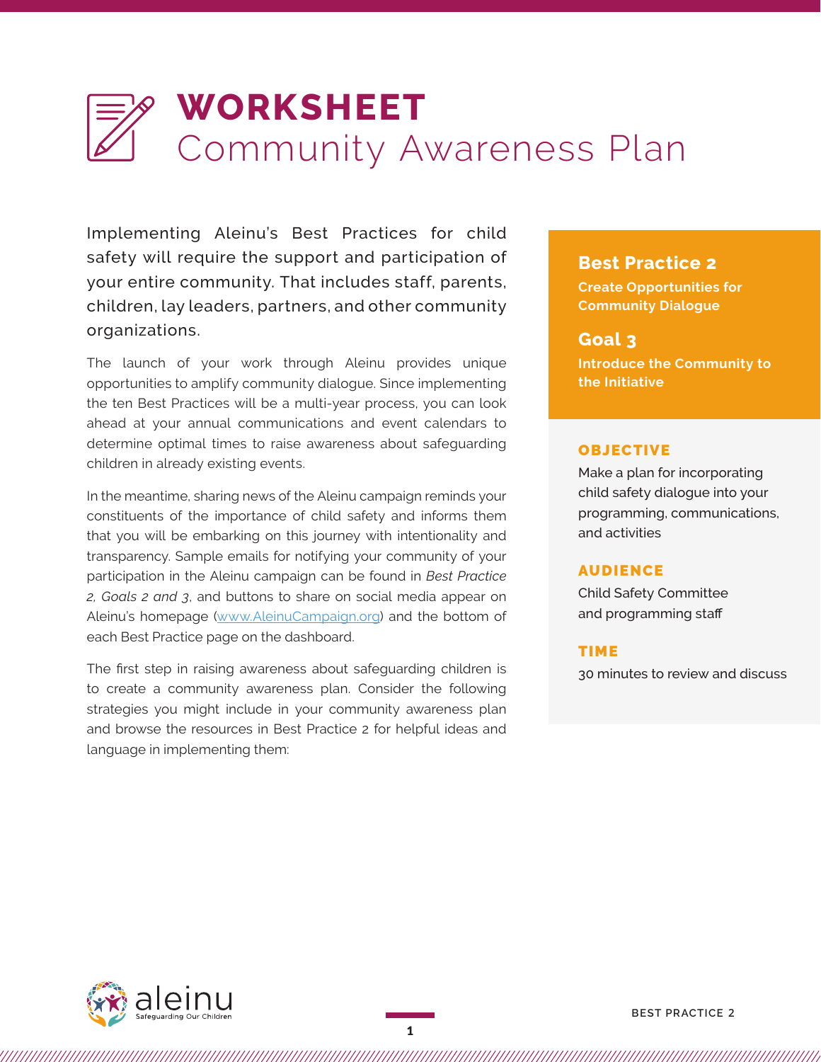# WORKSHEET
## Community Awareness Plan

Implementing Aleinu's Best Practices for child safety will require the support and participation of your entire community. That includes staff, parents, children, lay leaders, partners, and other community organizations.

The launch of your work through Aleinu provides unique opportunities to amplify community dialogue. Since implementing the ten Best Practices will be a multi-year process, you can look ahead at your annual communications and event calendars to determine optimal times to raise awareness about safeguarding children in already existing events.

In the meantime, sharing news of the Aleinu campaign reminds your constituents of the importance of child safety and informs them that you will be embarking on this journey with intentionality and transparency. Sample emails for notifying your community of your participation in the Aleinu campaign can be found in *Best Practice 2, Goals 2 and 3*, and buttons to share on social media appear on Aleinu's homepage (www.AleinuCampaign.org) and the bottom of each Best Practice page on the dashboard.

The first step in raising awareness about safeguarding children is to create a community awareness plan. Consider the following strategies you might include in your community awareness plan and browse the resources in Best Practice 2 for helpful ideas and language in implementing them:

**Best Practice 2**
**Create Opportunities for Community Dialogue**

**Goal 3**
**Introduce the Community to the Initiative**

**OBJECTIVE**
Make a plan for incorporating child safety dialogue into your programming, communications, and activities

**AUDIENCE**
Child Safety Committee and programming staff

**TIME**
30 minutes to review and discuss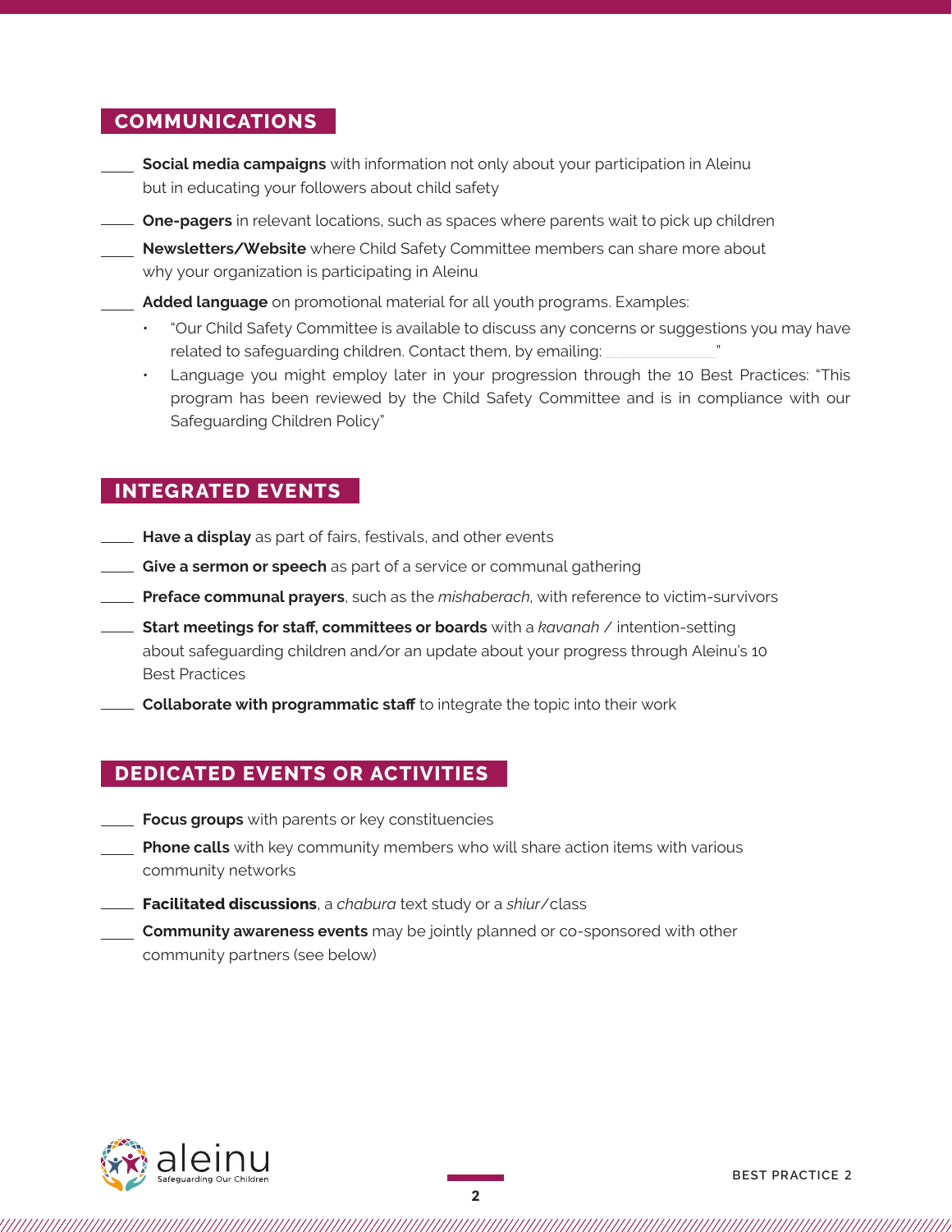## COMMUNICATIONS

- ____ **Social media campaigns** with information not only about your participation in Aleinu but in educating your followers about child safety
- ____ **One-pagers** in relevant locations, such as spaces where parents wait to pick up children
- ____ **Newsletters/Website** where Child Safety Committee members can share more about why your organization is participating in Aleinu
- ____ **Added language** on promotional material for all youth programs. Examples:
  - "Our Child Safety Committee is available to discuss any concerns or suggestions you may have related to safeguarding children. Contact them, by emailing: ____________"
  - Language you might employ later in your progression through the 10 Best Practices: "This program has been reviewed by the Child Safety Committee and is in compliance with our Safeguarding Children Policy"

## INTEGRATED EVENTS

- ____ **Have a display** as part of fairs, festivals, and other events
- ____ **Give a sermon or speech** as part of a service or communal gathering
- ____ **Preface communal prayers**, such as the *mishaberach*, with reference to victim-survivors
- ____ **Start meetings for staff, committees or boards** with a *kavanah* / intention-setting about safeguarding children and/or an update about your progress through Aleinu's 10 Best Practices
- ____ **Collaborate with programmatic staff** to integrate the topic into their work

## DEDICATED EVENTS OR ACTIVITIES

- ____ **Focus groups** with parents or key constituencies
- ____ **Phone calls** with key community members who will share action items with various community networks
- ____ **Facilitated discussions**, a *chabura* text study or a *shiur*/class
- ____ **Community awareness events** may be jointly planned or co-sponsored with other community partners (see below)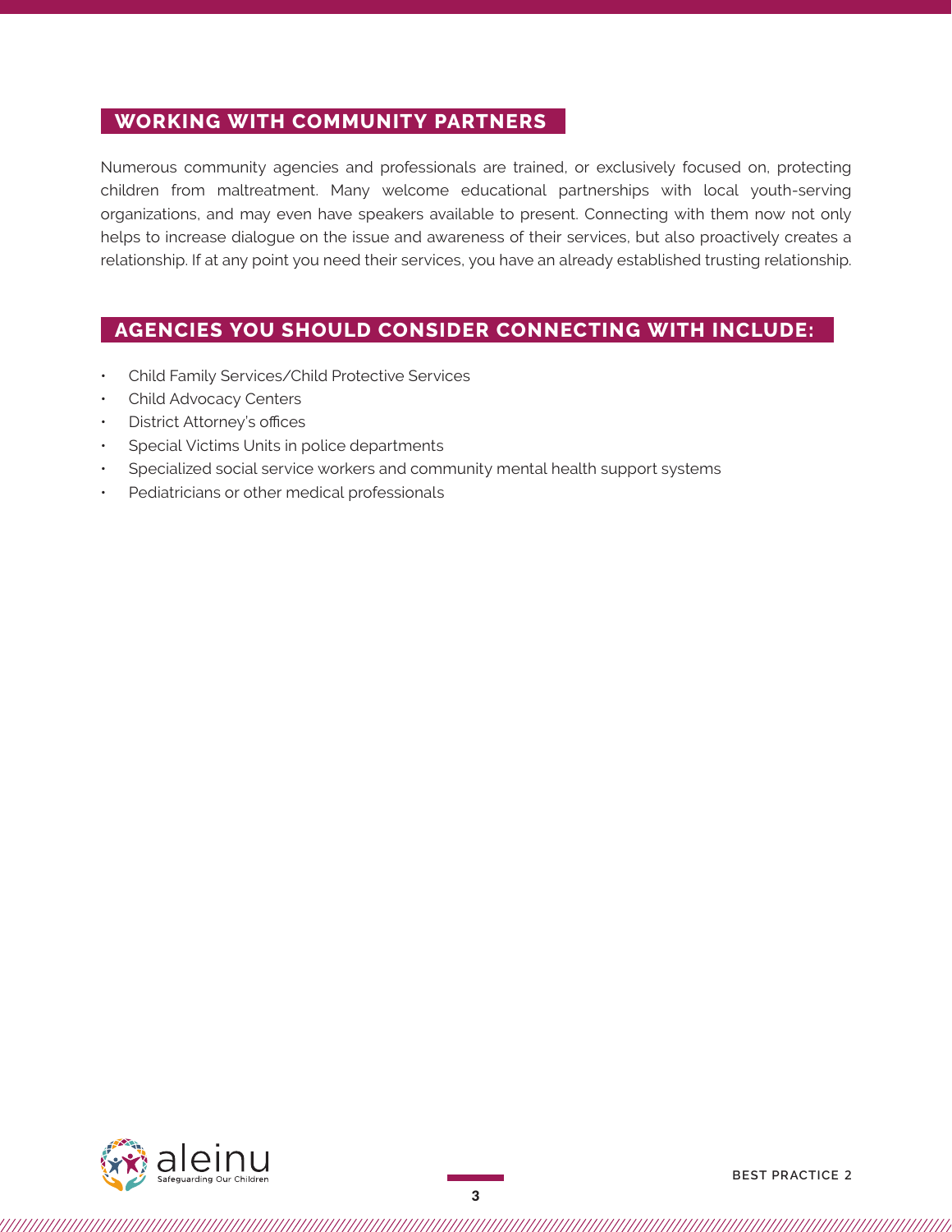## WORKING WITH COMMUNITY PARTNERS

Numerous community agencies and professionals are trained, or exclusively focused on, protecting children from maltreatment. Many welcome educational partnerships with local youth-serving organizations, and may even have speakers available to present. Connecting with them now not only helps to increase dialogue on the issue and awareness of their services, but also proactively creates a relationship. If at any point you need their services, you have an already established trusting relationship.

## AGENCIES YOU SHOULD CONSIDER CONNECTING WITH INCLUDE:

- Child Family Services/Child Protective Services
- Child Advocacy Centers
- District Attorney's offices
- Special Victims Units in police departments
- Specialized social service workers and community mental health support systems
- Pediatricians or other medical professionals